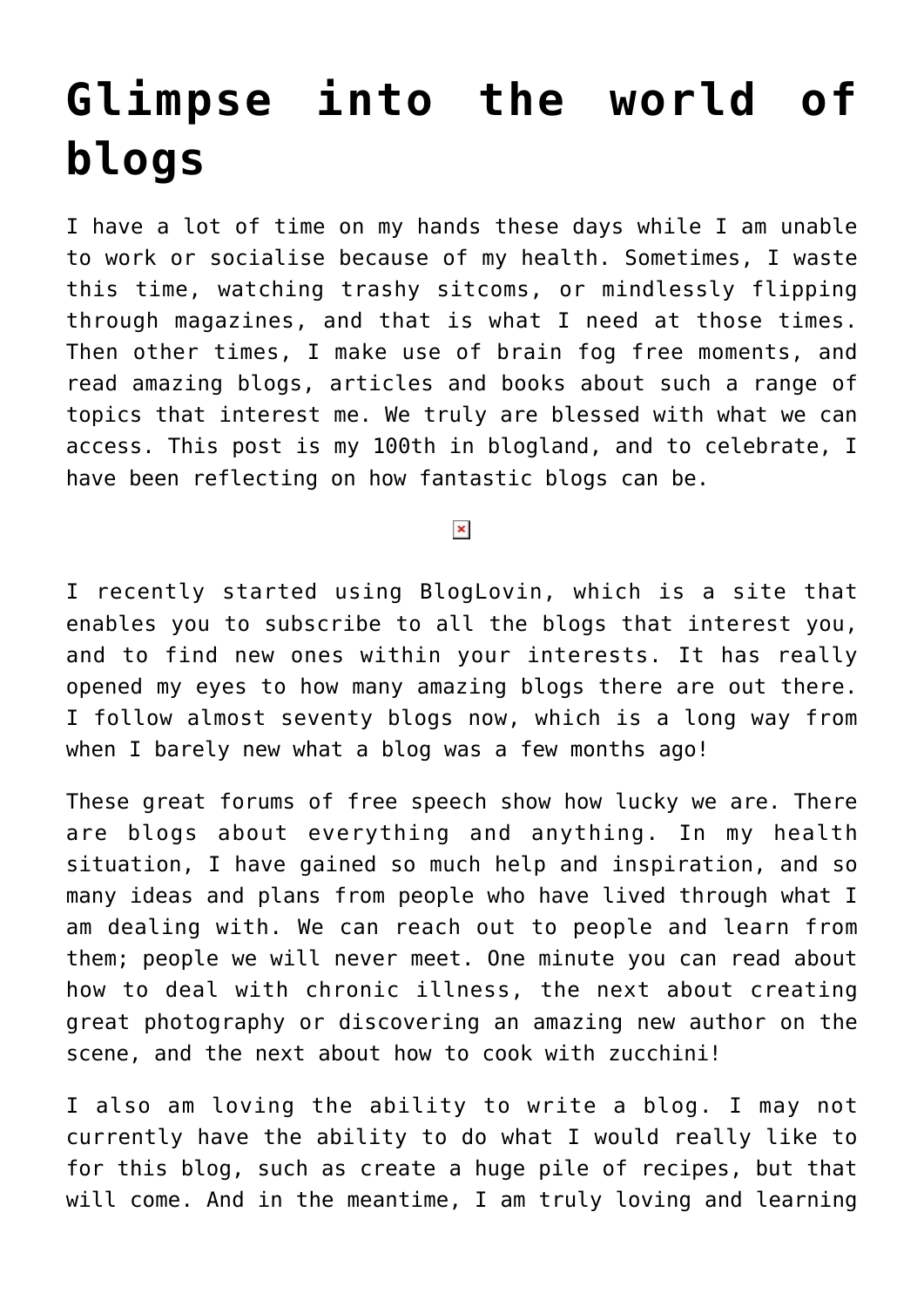# Glimpse into the world of blogs

I have a lot of time on my hands these days while I am unable to work or socialise because of my health. Sometimes, I waste this time, watching trashy sitcoms, or mindlessly flipping through magazines, and that is what I need at those times. Then other times, I make use of brain fog free moments, and read amazing blogs, articles and books about such a range of topics that interest me. We truly are blessed with what we can access. This post is my 100th in blogland, and to celebrate, I have been reflecting on how fantastic blogs can be.

I recently started using BlogLovin, which is a site that enables you to subscribe to all the blogs that interest you, and to find new ones within your interests. It has really opened my eyes to how many amazing blogs there are out there. I follow almost seventy blogs now, which is a long way from when I barely new what a blog was a few months ago!

These great forums of free speech show how lucky we are. There are blogs about everything and anything. In my health situation, I have gained so much help and inspiration, and so many ideas and plans from people who have lived through what I am dealing with. We can reach out to people and learn from them; people we will never meet. One minute you can read about how to deal with chronic illness, the next about creating great photography or discovering an amazing new author on the scene, and the next about how to cook with zucchini!

I also am loving the ability to write a blog. I may not currently have the ability to do what I would really like to for this blog, such as create a huge pile of recipes, but that will come. And in the meantime, I am truly loving and learning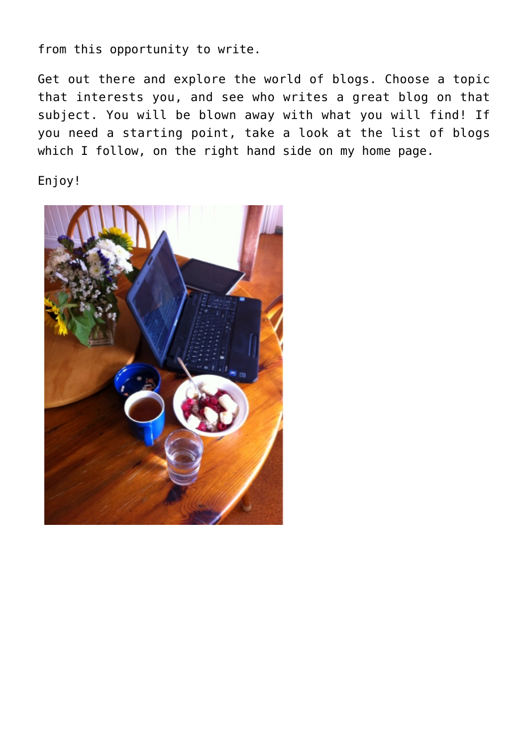from this opportunity to write.

Get out there and explore the world of blogs. Choose a topic that interests you, and see who writes a great blog on that subject. You will be blown away with what you will find! If you need a starting point, take a look at the list of blogs which I follow, on the right hand side on my home page.

Enjoy!